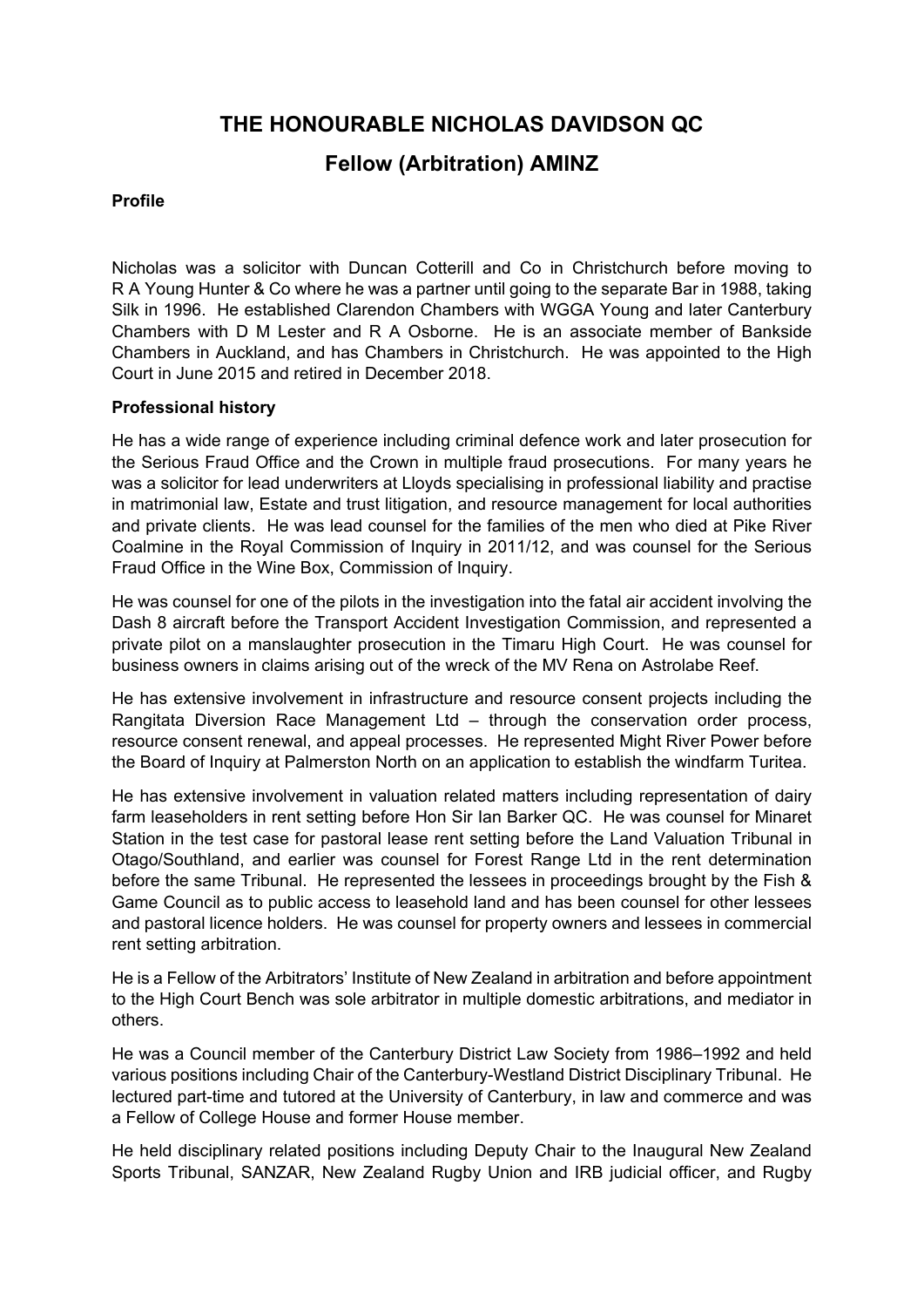# THE HONOURABLE NICHOLAS DAVIDSON QC

## Fellow (Arbitration) AMINZ

**Profile**

Nicholas was a solicitor with Duncan Cotterill and Co in Christchurch before moving to R A Young Hunter & Co where he was a partner until going to the separate Bar in 1988, taking Silk in 1996. He established Clarendon Chambers with WGGA Young and later Canterbury Chambers with D M Lester and R A Osborne. He is an associate member of Bankside Chambers in Auckland, and has Chambers in Christchurch. He was appointed to the High Court in June 2015 and retired in December 2018.

**Professional history**

He has a wide range of experience including criminal defence work and later prosecution for the Serious Fraud Office and the Crown in multiple fraud prosecutions. For many years he was a solicitor for lead underwriters at Lloyds specialising in professional liability and practise in matrimonial law, Estate and trust litigation, and resource management for local authorities and private clients. He was lead counsel for the families of the men who died at Pike River Coalmine in the Royal Commission of Inquiry in 2011/12, and was counsel for the Serious Fraud Office in the Wine Box, Commission of Inquiry.

He was counsel for one of the pilots in the investigation into the fatal air accident involving the Dash 8 aircraft before the Transport Accident Investigation Commission, and represented a private pilot on a manslaughter prosecution in the Timaru High Court. He was counsel for business owners in claims arising out of the wreck of the MV Rena on Astrolabe Reef.

He has extensive involvement in infrastructure and resource consent projects including the Rangitata Diversion Race Management Ltd – through the conservation order process, resource consent renewal, and appeal processes. He represented Might River Power before the Board of Inquiry at Palmerston North on an application to establish the windfarm Turitea.

He has extensive involvement in valuation related matters including representation of dairy farm leaseholders in rent setting before Hon Sir Ian Barker QC. He was counsel for Minaret Station in the test case for pastoral lease rent setting before the Land Valuation Tribunal in Otago/Southland, and earlier was counsel for Forest Range Ltd in the rent determination before the same Tribunal. He represented the lessees in proceedings brought by the Fish & Game Council as to public access to leasehold land and has been counsel for other lessees and pastoral licence holders. He was counsel for property owners and lessees in commercial rent setting arbitration.

He is a Fellow of the Arbitrators' Institute of New Zealand in arbitration and before appointment to the High Court Bench was sole arbitrator in multiple domestic arbitrations, and mediator in others.

He was a Council member of the Canterbury District Law Society from 1986–1992 and held various positions including Chair of the Canterbury-Westland District Disciplinary Tribunal. He lectured part-time and tutored at the University of Canterbury, in law and commerce and was a Fellow of College House and former House member.

He held disciplinary related positions including Deputy Chair to the Inaugural New Zealand Sports Tribunal, SANZAR, New Zealand Rugby Union and IRB judicial officer, and Rugby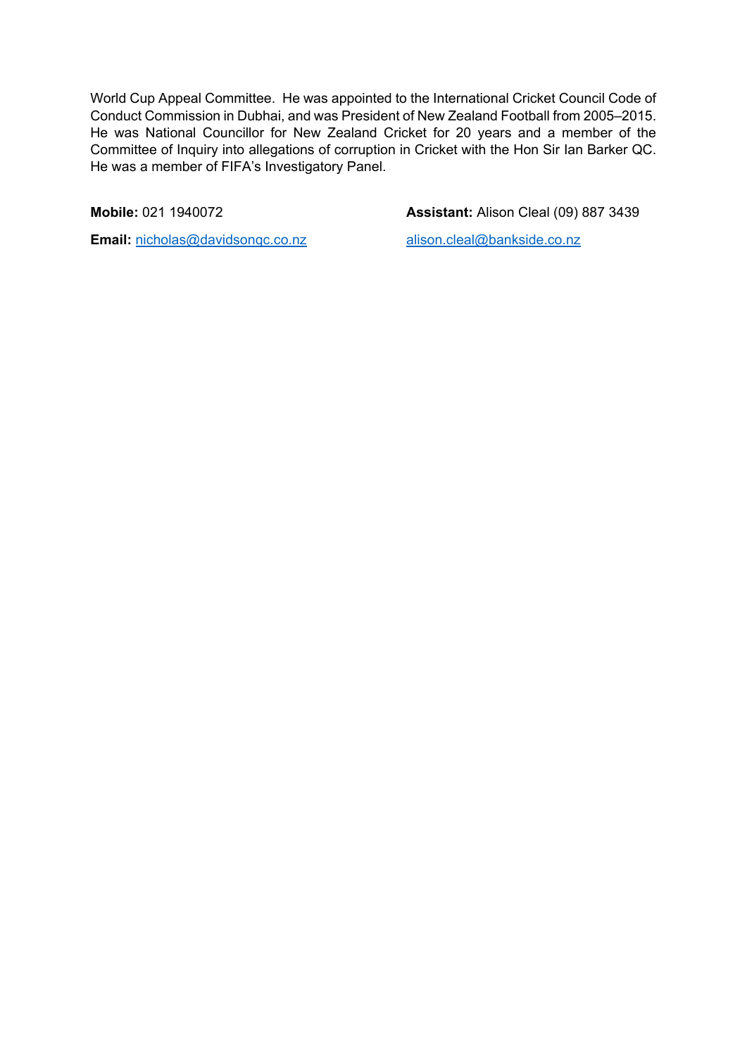World Cup Appeal Committee. He was appointed to the International Cricket Council Code of Conduct Commission in Dubhai, and was President of New Zealand Football from 2005–2015. He was National Councillor for New Zealand Cricket for 20 years and a member of the Committee of Inquiry into allegations of corruption in Cricket with the Hon Sir Ian Barker QC. He was a member of FIFA's Investigatory Panel.

**Mobile:** 021 1940072

**Email:** nicholas@davidsonqc.co.nz

**Assistant:** Alison Cleal (09) 887 3439

alison.cleal@bankside.co.nz